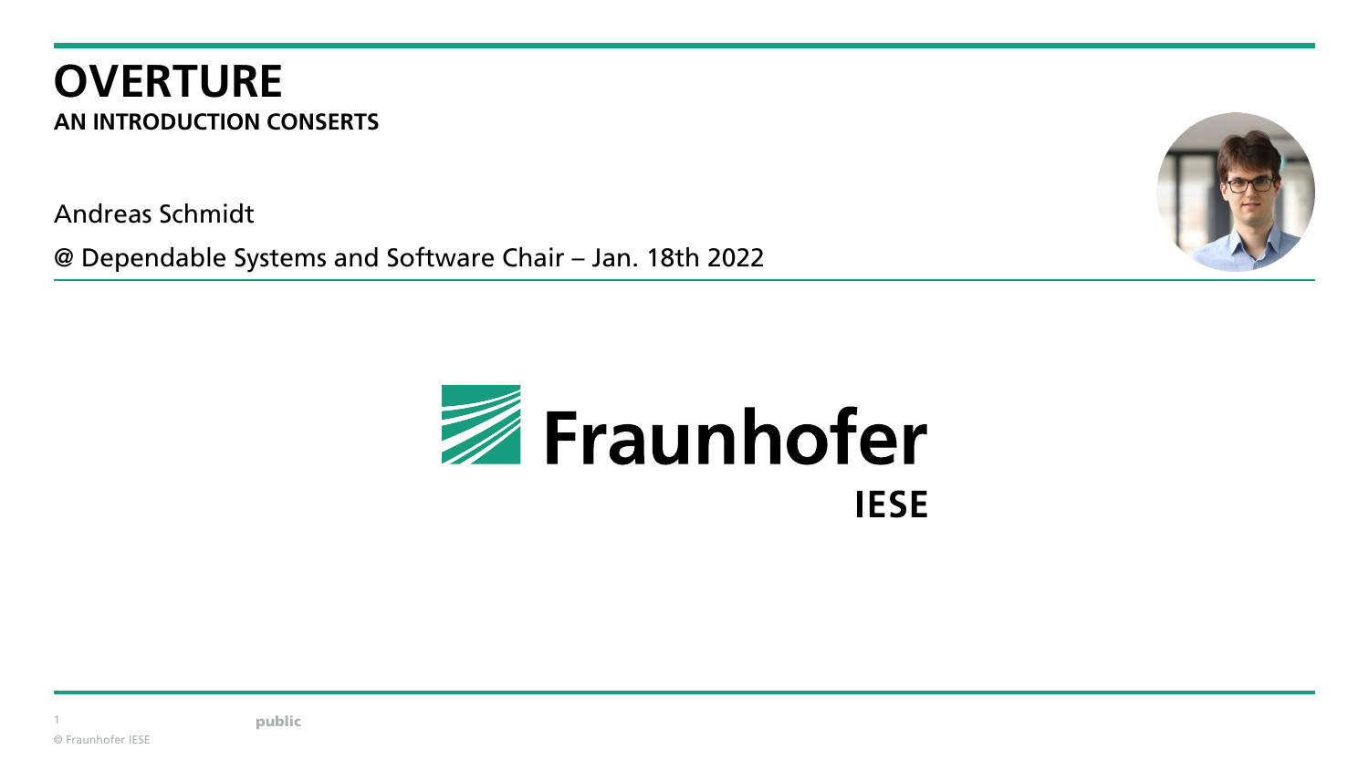# OVERTURE

**AN INTRODUCTION CONSERTS**

Andreas Schmidt

@ Dependable Systems and Software Chair – Jan. 18th 2022

Fraunhofer IESE

public

© Fraunhofer IESE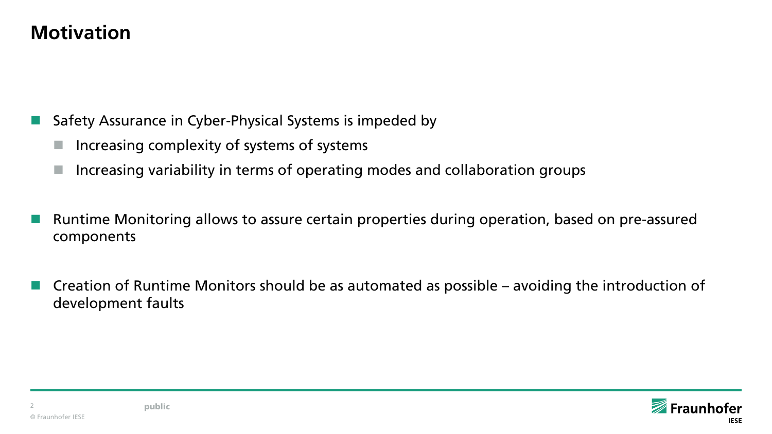# Motivation

- Safety Assurance in Cyber-Physical Systems is impeded by
  - Increasing complexity of systems of systems
  - Increasing variability in terms of operating modes and collaboration groups

- Runtime Monitoring allows to assure certain properties during operation, based on pre-assured components

- Creation of Runtime Monitors should be as automated as possible – avoiding the introduction of development faults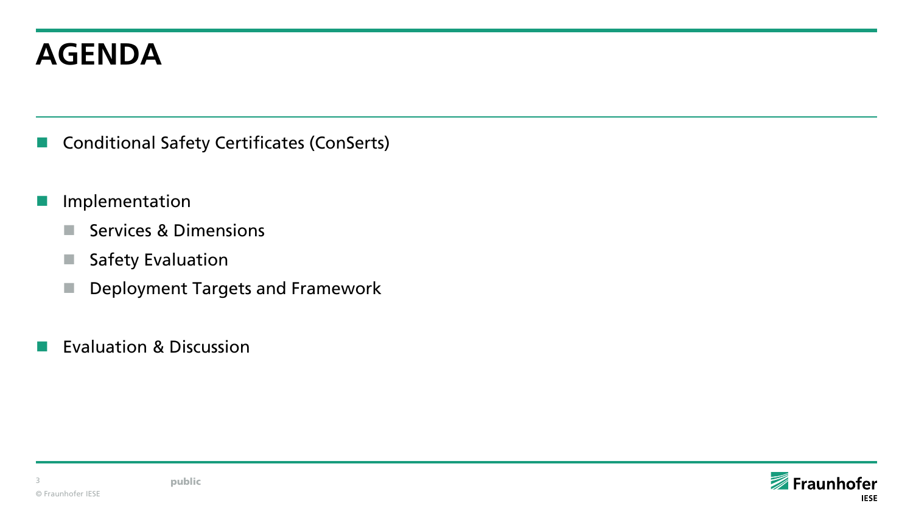# AGENDA

- Conditional Safety Certificates (ConSerts)
- Implementation
  - Services & Dimensions
  - Safety Evaluation
  - Deployment Targets and Framework
- Evaluation & Discussion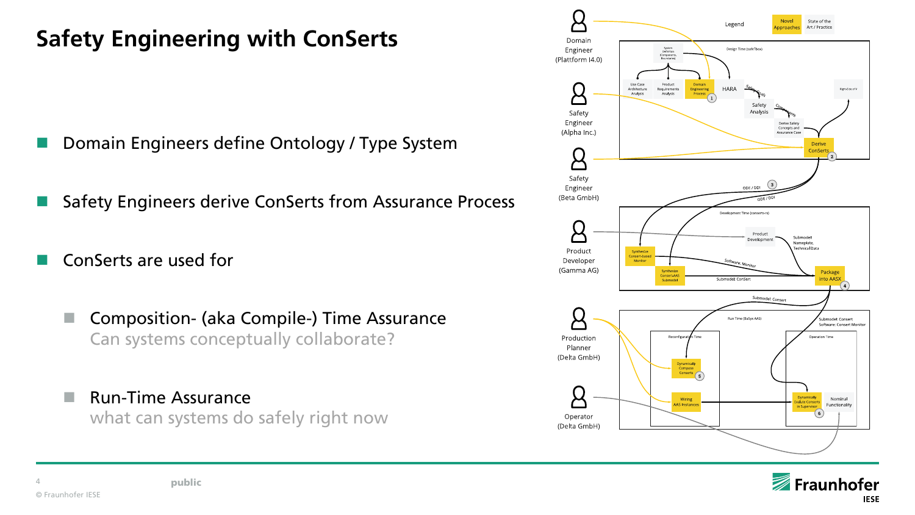# Safety Engineering with ConSerts

- Domain Engineers define Ontology / Type System
- Safety Engineers derive ConSerts from Assurance Process
- ConSerts are used for
  - Composition- (aka Compile-) Time Assurance
    Can systems conceptually collaborate?
  - Run-Time Assurance
    what can systems do safely right now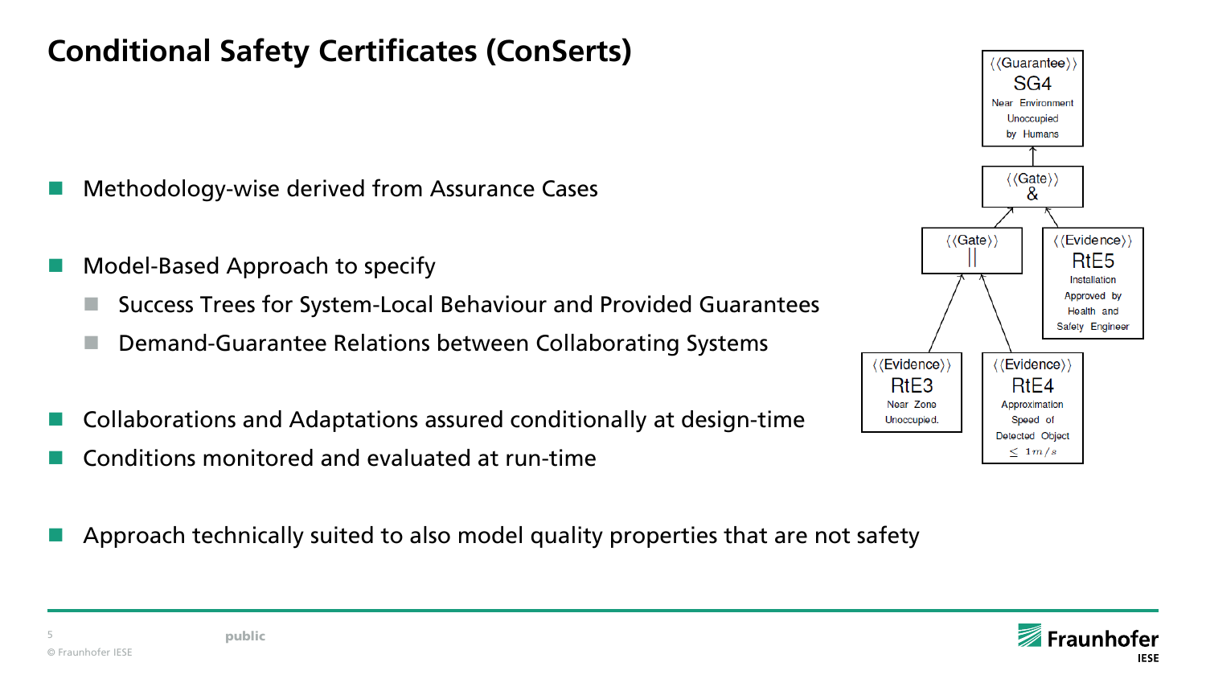# Conditional Safety Certificates (ConSerts)

- Methodology-wise derived from Assurance Cases
- Model-Based Approach to specify
  - Success Trees for System-Local Behaviour and Provided Guarantees
  - Demand-Guarantee Relations between Collaborating Systems
- Collaborations and Adaptations assured conditionally at design-time
- Conditions monitored and evaluated at run-time
- Approach technically suited to also model quality properties that are not safety

⟨⟨Guarantee⟩⟩ SG4 Near Environment Unoccupied by Humans

⟨⟨Gate⟩⟩ &

⟨⟨Gate⟩⟩ ||

⟨⟨Evidence⟩⟩ RtE5 Installation Approved by Health and Safety Engineer

⟨⟨Evidence⟩⟩ RtE3 Near Zone Unoccupied.

⟨⟨Evidence⟩⟩ RtE4 Approximation Speed of Detected Object $\leq 1m/s$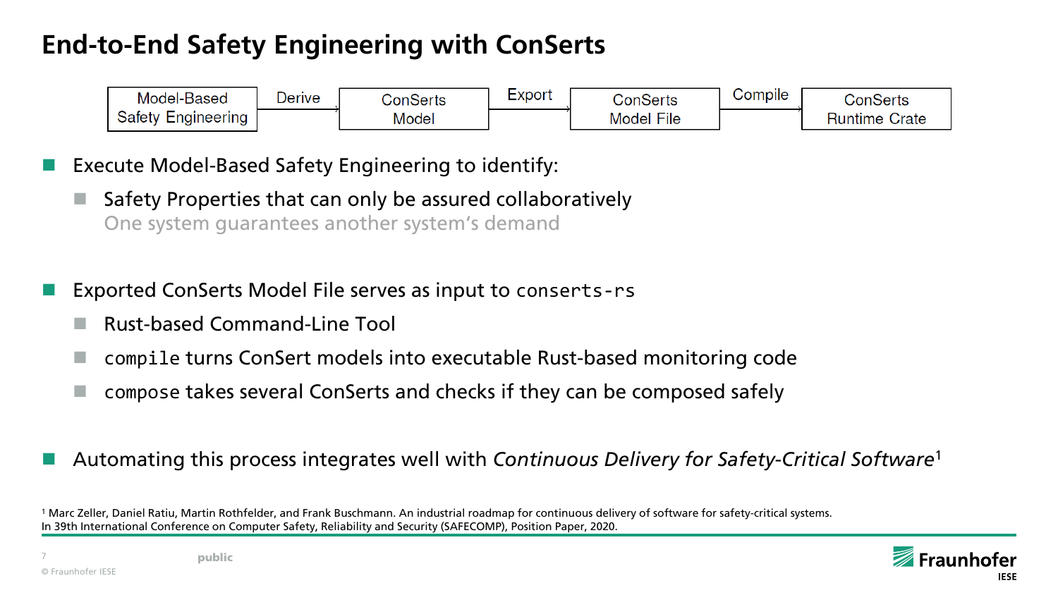# End-to-End Safety Engineering with ConSerts

Model-Based Safety Engineering → Derive → ConSerts Model → Export → ConSerts Model File → Compile → ConSerts Runtime Crate

- Execute Model-Based Safety Engineering to identify:
  - Safety Properties that can only be assured collaboratively
    One system guarantees another system's demand
- Exported ConSerts Model File serves as input to `conserts-rs`
  - Rust-based Command-Line Tool
  - `compile` turns ConSert models into executable Rust-based monitoring code
  - `compose` takes several ConSerts and checks if they can be composed safely
- Automating this process integrates well with *Continuous Delivery for Safety-Critical Software*[1]

[1] Marc Zeller, Daniel Ratiu, Martin Rothfelder, and Frank Buschmann. An industrial roadmap for continuous delivery of software for safety-critical systems. In 39th International Conference on Computer Safety, Reliability and Security (SAFECOMP), Position Paper, 2020.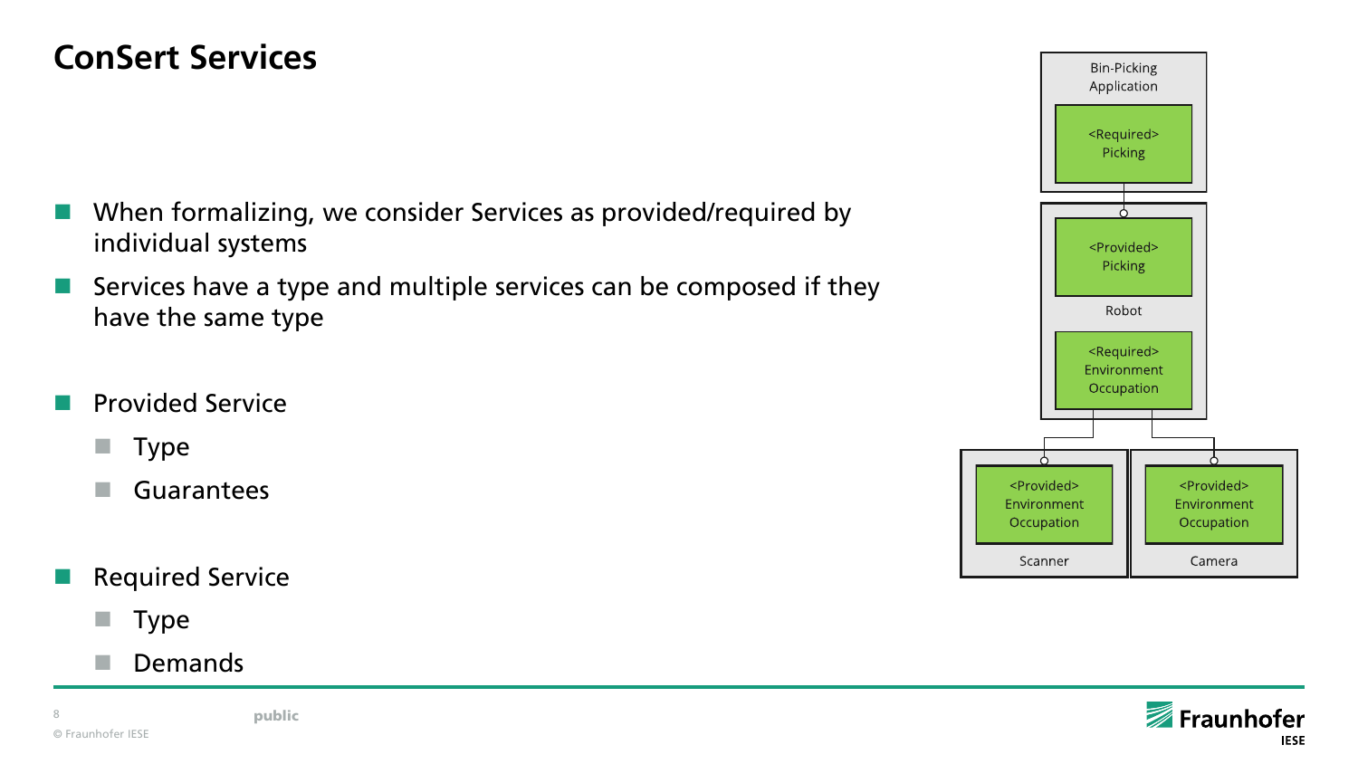# ConSert Services

- When formalizing, we consider Services as provided/required by individual systems
- Services have a type and multiple services can be composed if they have the same type

- Provided Service
  - Type
  - Guarantees

- Required Service
  - Type
  - Demands

Bin-Picking Application

<Required> Picking

<Provided> Picking

Robot

<Required> Environment Occupation

<Provided> Environment Occupation

Scanner

<Provided> Environment Occupation

Camera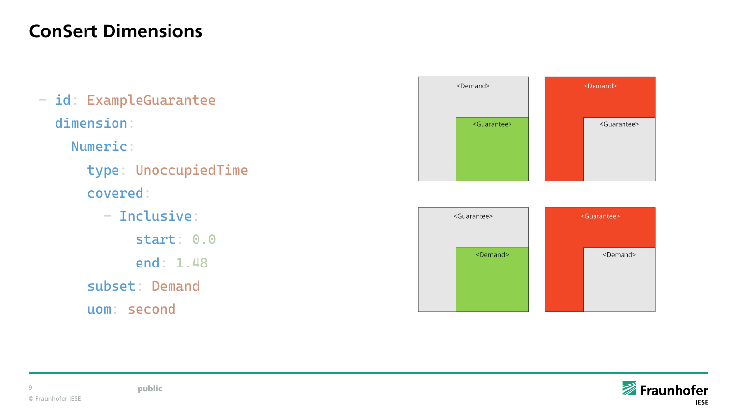# ConSert Dimensions

```yaml
- id: ExampleGuarantee
  dimension:
    Numeric:
      type: UnoccupiedTime
      covered:
        - Inclusive:
            start: 0.0
            end: 1.48
      subset: Demand
      uom: second
```

<Demand> <Guarantee>

<Demand> <Guarantee>

<Guarantee> <Demand>

<Guarantee> <Demand>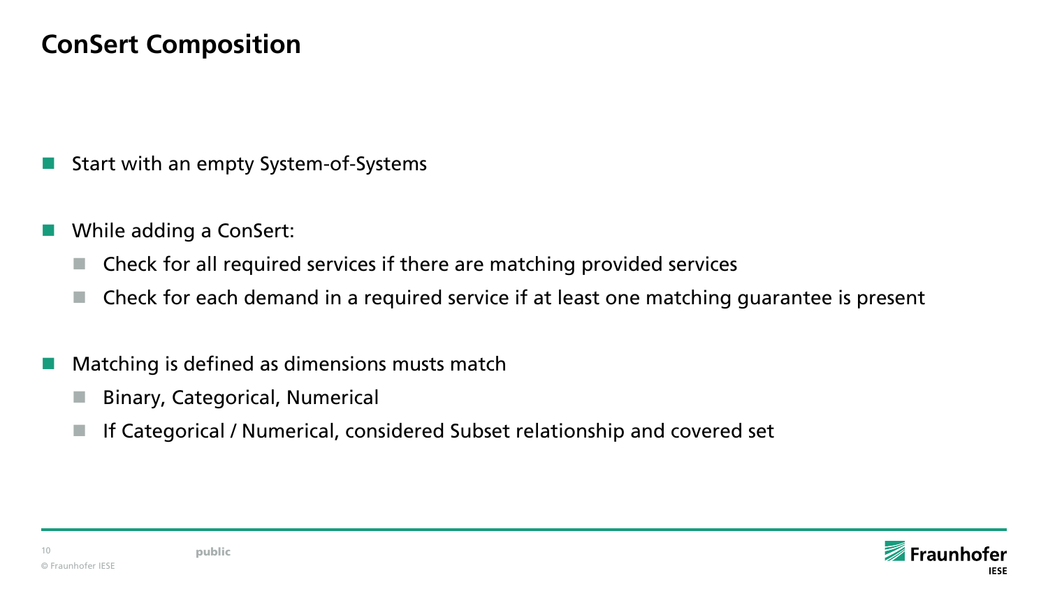# ConSert Composition

- Start with an empty System-of-Systems
- While adding a ConSert:
  - Check for all required services if there are matching provided services
  - Check for each demand in a required service if at least one matching guarantee is present
- Matching is defined as dimensions musts match
  - Binary, Categorical, Numerical
  - If Categorical / Numerical, considered Subset relationship and covered set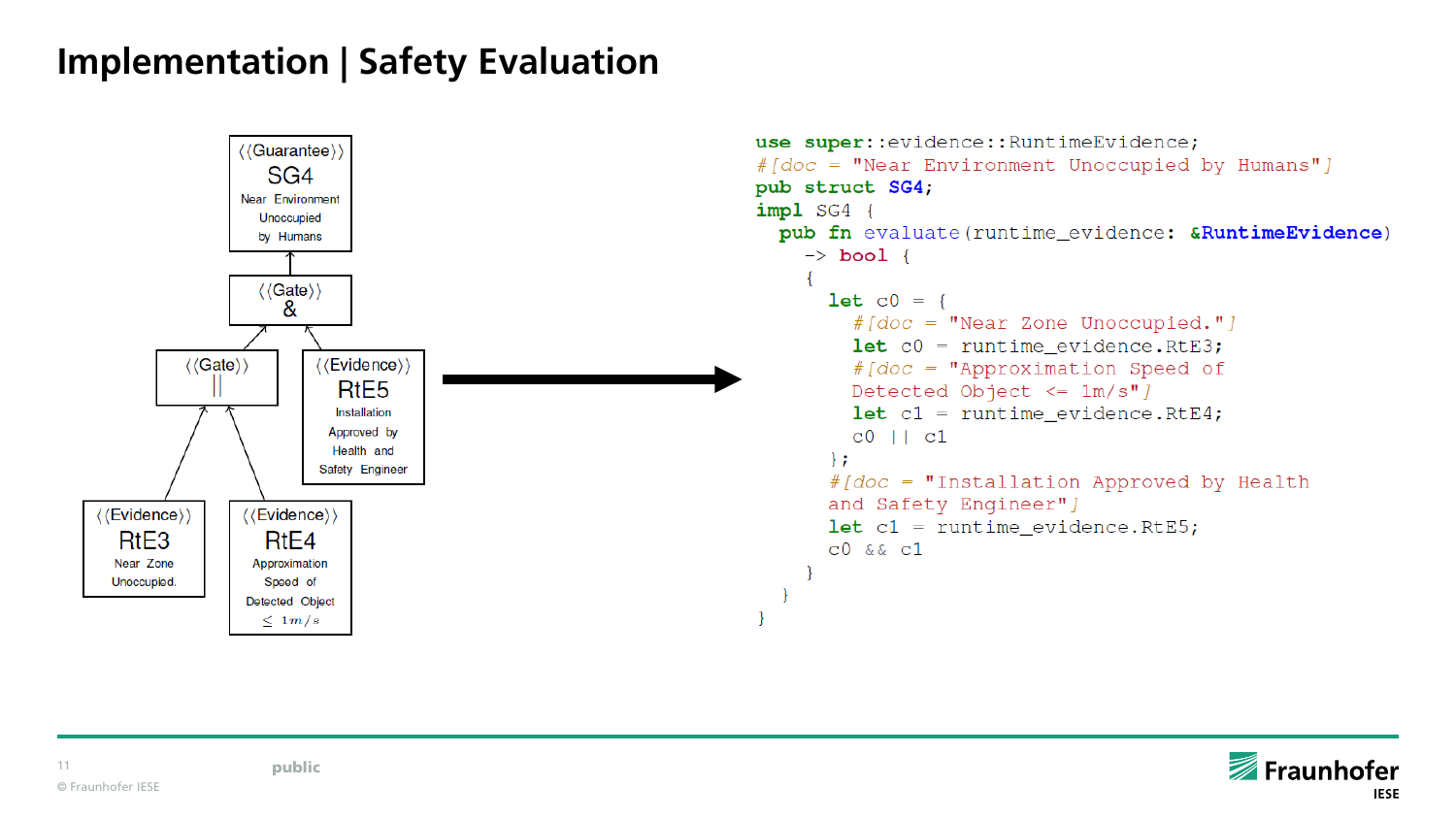# Implementation | Safety Evaluation

⟨⟨Guarantee⟩⟩
SG4
Near Environment Unoccupied by Humans

⟨⟨Gate⟩⟩
&

⟨⟨Gate⟩⟩
||

⟨⟨Evidence⟩⟩
RtE5
Installation Approved by Health and Safety Engineer

⟨⟨Evidence⟩⟩
RtE3
Near Zone Unoccupied.

⟨⟨Evidence⟩⟩
RtE4
Approximation Speed of Detected Object $\leq 1m/s$

```rust
use super::evidence::RuntimeEvidence;
#[doc = "Near Environment Unoccupied by Humans"]
pub struct SG4;
impl SG4 {
  pub fn evaluate(runtime_evidence: &RuntimeEvidence)
    -> bool {
    {
      let c0 = {
        #[doc = "Near Zone Unoccupied."]
        let c0 = runtime_evidence.RtE3;
        #[doc = "Approximation Speed of
        Detected Object <= 1m/s"]
        let c1 = runtime_evidence.RtE4;
        c0 || c1
      };
      #[doc = "Installation Approved by Health
      and Safety Engineer"]
      let c1 = runtime_evidence.RtE5;
      c0 && c1
    }
  }
}
```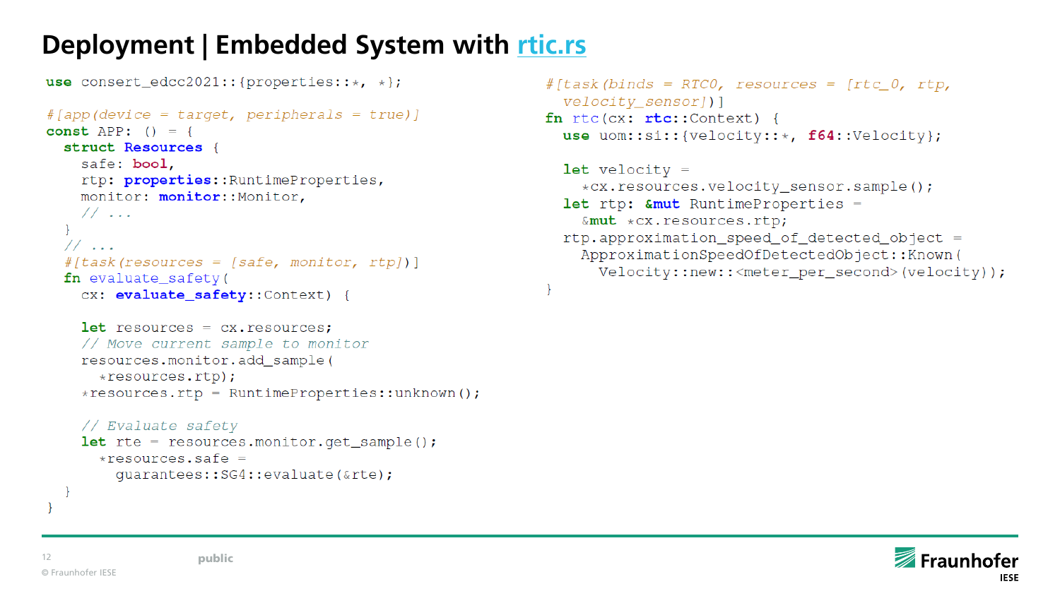# Deployment | Embedded System with rtic.rs

```rust
use consert_edcc2021::{properties::*, *};

#[app(device = target, peripherals = true)]
const APP: () = {
  struct Resources {
    safe: bool,
    rtp: properties::RuntimeProperties,
    monitor: monitor::Monitor,
    // ...
  }
  // ...
  #[task(resources = [safe, monitor, rtp])]
  fn evaluate_safety(
    cx: evaluate_safety::Context) {

    let resources = cx.resources;
    // Move current sample to monitor
    resources.monitor.add_sample(
      *resources.rtp);
    *resources.rtp = RuntimeProperties::unknown();

    // Evaluate safety
    let rte = resources.monitor.get_sample();
      *resources.safe =
        guarantees::SG4::evaluate(&rte);
  }
}
```

```rust
#[task(binds = RTC0, resources = [rtc_0, rtp,
  velocity_sensor])]
fn rtc(cx: rtc::Context) {
  use uom::si::{velocity::*, f64::Velocity};

  let velocity =
    *cx.resources.velocity_sensor.sample();
  let rtp: &mut RuntimeProperties =
    &mut *cx.resources.rtp;
  rtp.approximation_speed_of_detected_object =
    ApproximationSpeedOfDetectedObject::Known(
      Velocity::new::<meter_per_second>(velocity));
}
```

public

© Fraunhofer IESE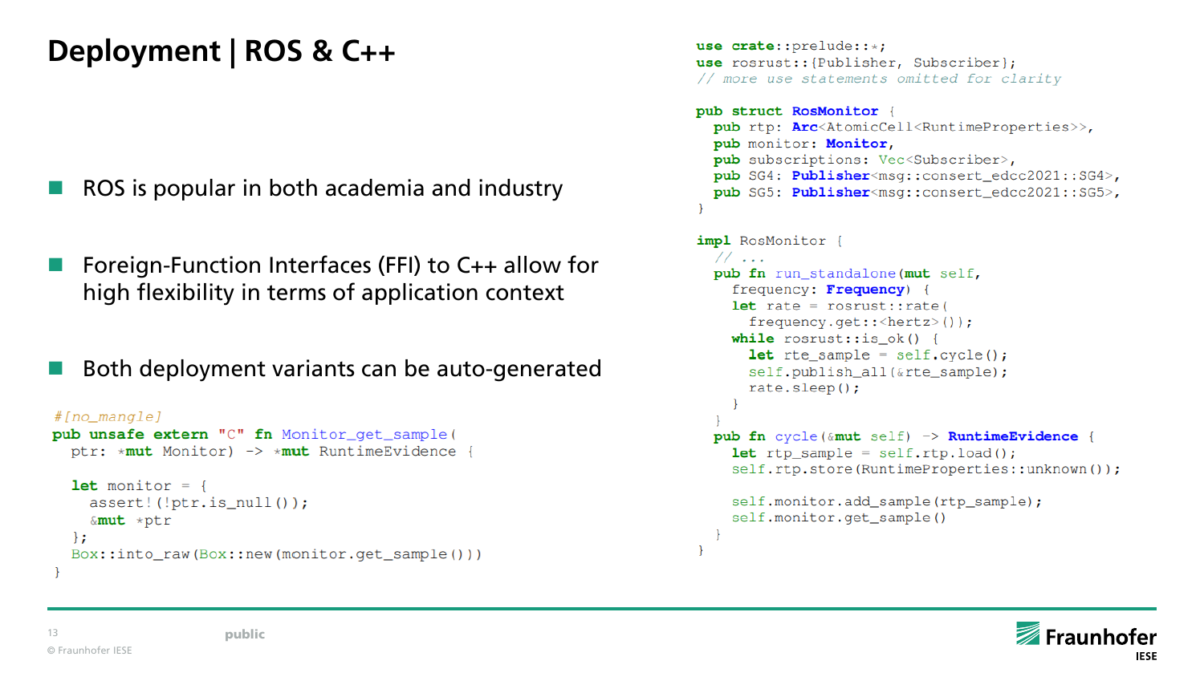# Deployment | ROS & C++

- ROS is popular in both academia and industry
- Foreign-Function Interfaces (FFI) to C++ allow for high flexibility in terms of application context
- Both deployment variants can be auto-generated

```rust
#[no_mangle]
pub unsafe extern "C" fn Monitor_get_sample(
  ptr: *mut Monitor) -> *mut RuntimeEvidence {

  let monitor = {
    assert!(!ptr.is_null());
    &mut *ptr
  };
  Box::into_raw(Box::new(monitor.get_sample()))
}
```

```rust
use crate::prelude::*;
use rosrust::{Publisher, Subscriber};
// more use statements omitted for clarity

pub struct RosMonitor {
  pub rtp: Arc<AtomicCell<RuntimeProperties>>,
  pub monitor: Monitor,
  pub subscriptions: Vec<Subscriber>,
  pub SG4: Publisher<msg::consert_edcc2021::SG4>,
  pub SG5: Publisher<msg::consert_edcc2021::SG5>,
}

impl RosMonitor {
  // ...
  pub fn run_standalone(mut self,
    frequency: Frequency) {
    let rate = rosrust::rate(
      frequency.get::<hertz>());
    while rosrust::is_ok() {
      let rte_sample = self.cycle();
      self.publish_all(&rte_sample);
      rate.sleep();
    }
  }
  pub fn cycle(&mut self) -> RuntimeEvidence {
    let rtp_sample = self.rtp.load();
    self.rtp.store(RuntimeProperties::unknown());

    self.monitor.add_sample(rtp_sample);
    self.monitor.get_sample()
  }
}
```

public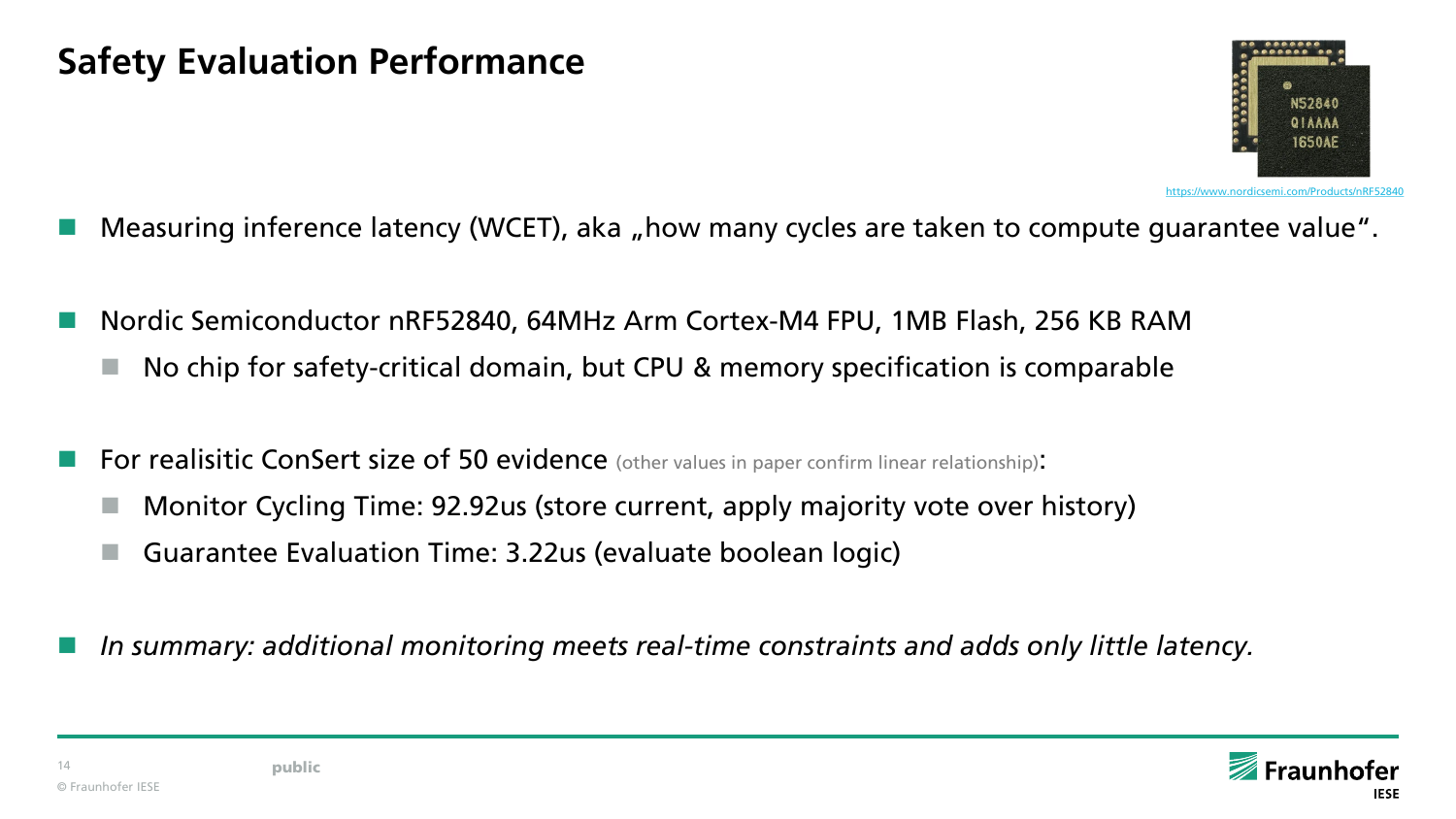# Safety Evaluation Performance

https://www.nordicsemi.com/Products/nRF52840

- Measuring inference latency (WCET), aka „how many cycles are taken to compute guarantee value“.
- Nordic Semiconductor nRF52840, 64MHz Arm Cortex-M4 FPU, 1MB Flash, 256 KB RAM
  - No chip for safety-critical domain, but CPU & memory specification is comparable
- For realisitic ConSert size of 50 evidence (other values in paper confirm linear relationship):
  - Monitor Cycling Time: 92.92us (store current, apply majority vote over history)
  - Guarantee Evaluation Time: 3.22us (evaluate boolean logic)
- *In summary: additional monitoring meets real-time constraints and adds only little latency.*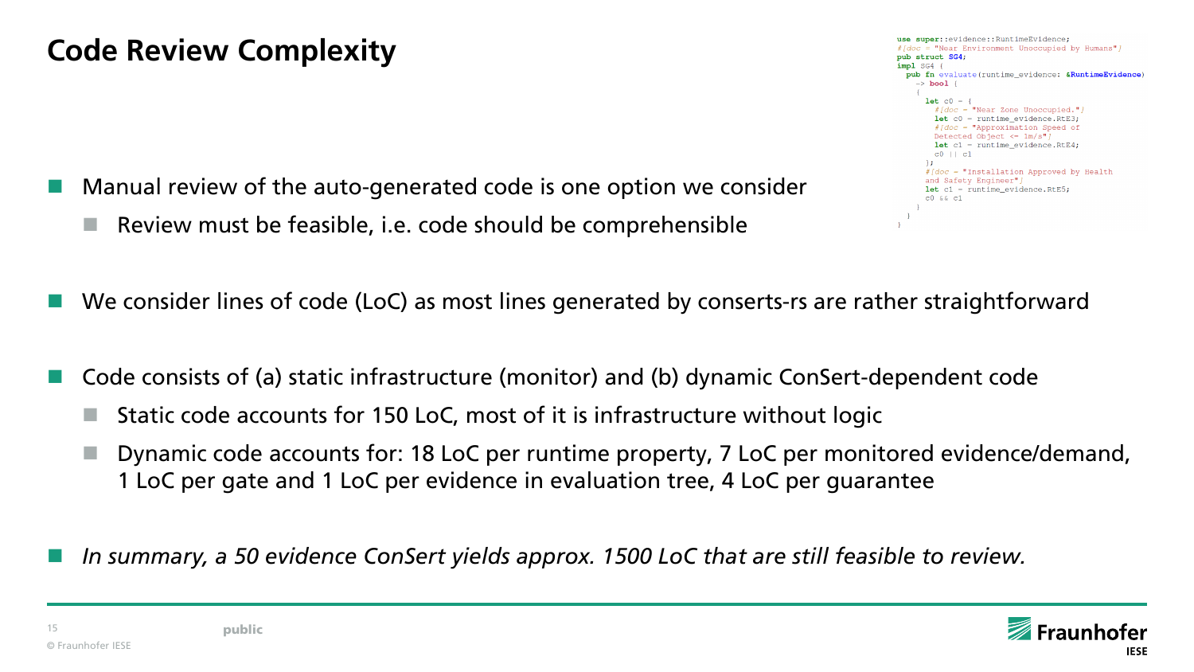# Code Review Complexity

```rust
use super::evidence::RuntimeEvidence;
#[doc = "Near Environment Unoccupied by Humans"]
pub struct SG4;
impl SG4 {
  pub fn evaluate(runtime_evidence: &RuntimeEvidence)
    -> bool {
    {
      let c0 = {
        #[doc = "Near Zone Unoccupied."]
        let c0 = runtime_evidence.RtE3;
        #[doc = "Approximation Speed of
        Detected Object <= 1m/s"]
        let c1 = runtime_evidence.RtE4;
        c0 || c1
      };
      #[doc = "Installation Approved by Health
      and Safety Engineer"]
      let c1 = runtime_evidence.RtE5;
      c0 && c1
    }
  }
}
```

- Manual review of the auto-generated code is one option we consider
  - Review must be feasible, i.e. code should be comprehensible
- We consider lines of code (LoC) as most lines generated by conserts-rs are rather straightforward
- Code consists of (a) static infrastructure (monitor) and (b) dynamic ConSert-dependent code
  - Static code accounts for 150 LoC, most of it is infrastructure without logic
  - Dynamic code accounts for: 18 LoC per runtime property, 7 LoC per monitored evidence/demand, 1 LoC per gate and 1 LoC per evidence in evaluation tree, 4 LoC per guarantee
- *In summary, a 50 evidence ConSert yields approx. 1500 LoC that are still feasible to review.*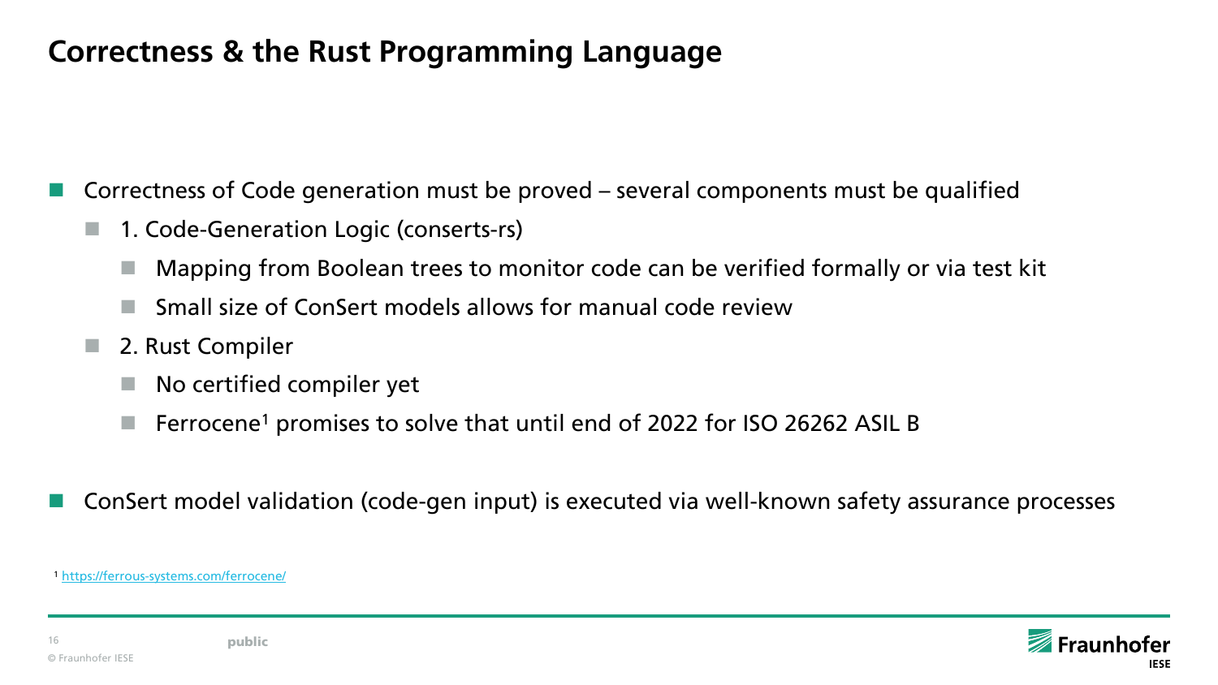# Correctness & the Rust Programming Language

- Correctness of Code generation must be proved – several components must be qualified
  - 1. Code-Generation Logic (conserts-rs)
    - Mapping from Boolean trees to monitor code can be verified formally or via test kit
    - Small size of ConSert models allows for manual code review
  - 2. Rust Compiler
    - No certified compiler yet
    - Ferrocene[1] promises to solve that until end of 2022 for ISO 26262 ASIL B
- ConSert model validation (code-gen input) is executed via well-known safety assurance processes

[1] https://ferrous-systems.com/ferrocene/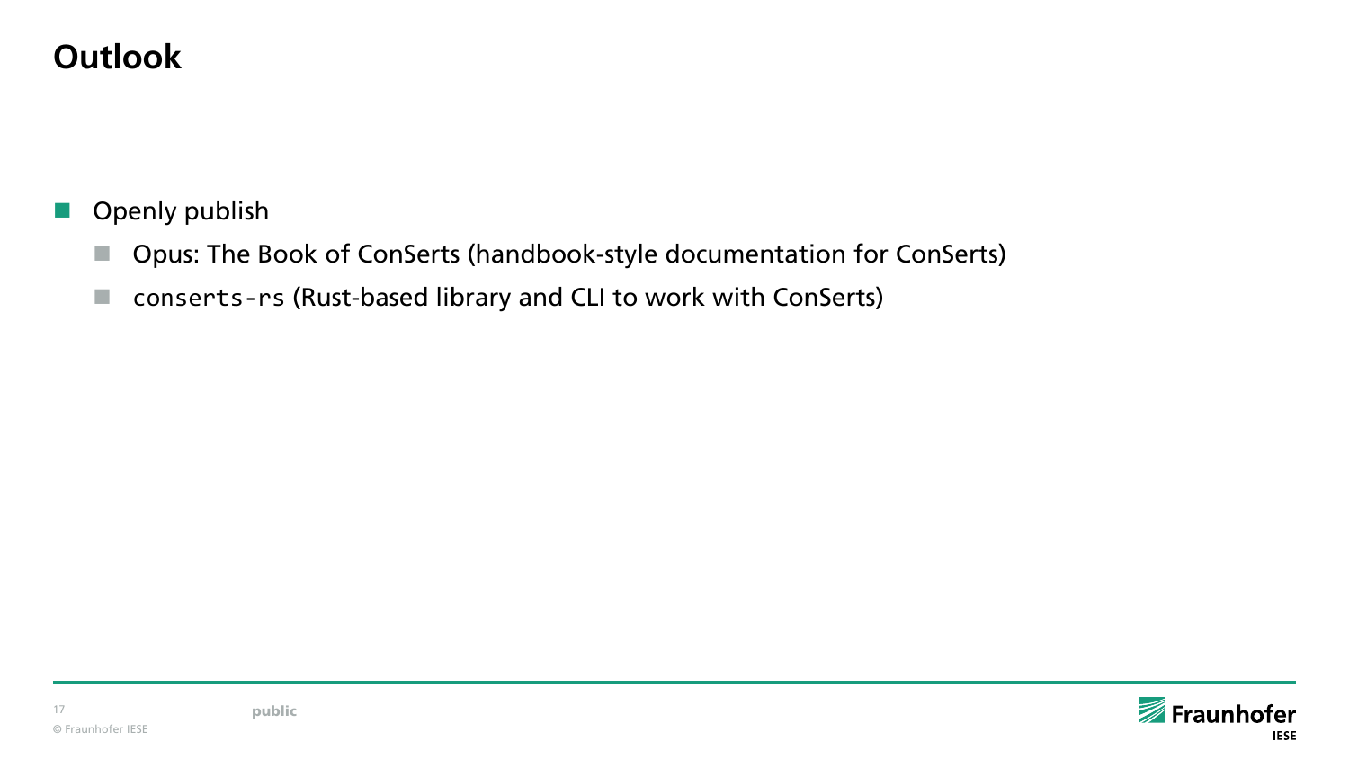# Outlook

- Openly publish
  - Opus: The Book of ConSerts (handbook-style documentation for ConSerts)
  - `conserts-rs` (Rust-based library and CLI to work with ConSerts)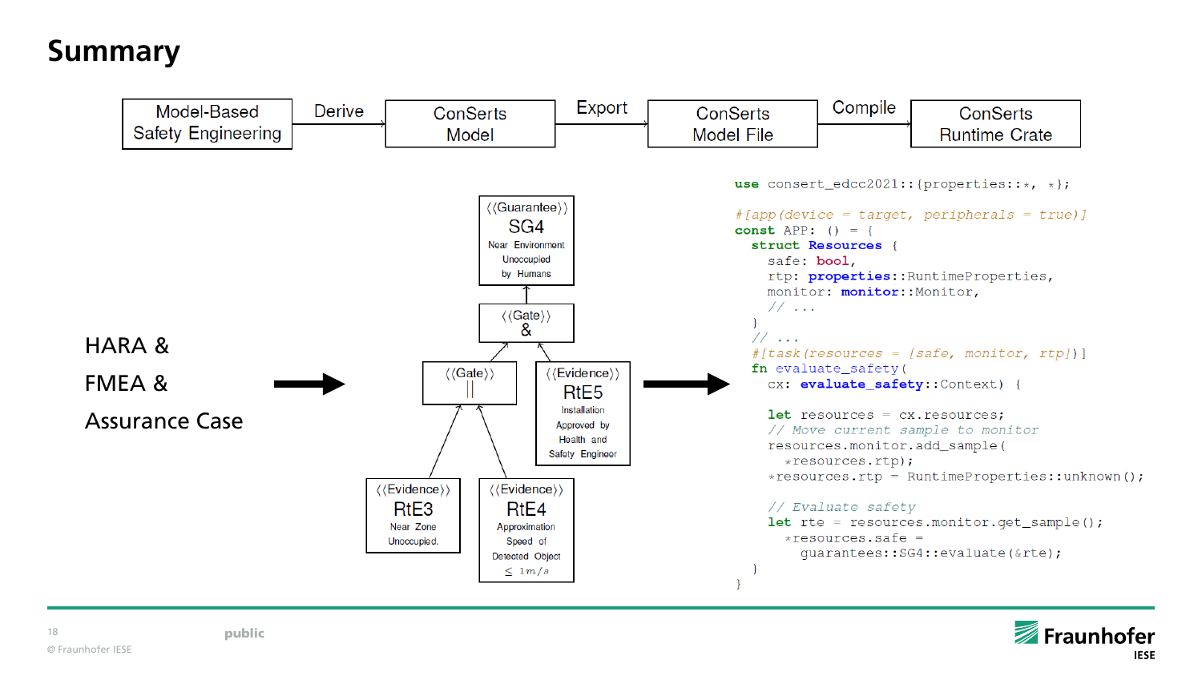# Summary

Model-Based Safety Engineering → Derive → ConSerts Model → Export → ConSerts Model File → Compile → ConSerts Runtime Crate

HARA &

FMEA &

Assurance Case

⟨⟨Guarantee⟩⟩
SG4
Near Environment Unoccupied by Humans

⟨⟨Gate⟩⟩
&

⟨⟨Gate⟩⟩
||

⟨⟨Evidence⟩⟩
RtE5
Installation Approved by Health and Safety Engineer

⟨⟨Evidence⟩⟩
RtE3
Near Zone Unoccupied.

⟨⟨Evidence⟩⟩
RtE4
Approximation Speed of Detected Object $\leq 1m/s$

```
use consert_edcc2021::{properties::*, *};

#[app(device = target, peripherals = true)]
const APP: () = {
  struct Resources {
    safe: bool,
    rtp: properties::RuntimeProperties,
    monitor: monitor::Monitor,
    // ...
  }
  // ...
  #[task(resources = [safe, monitor, rtp])]
  fn evaluate_safety(
    cx: evaluate_safety::Context) {

    let resources = cx.resources;
    // Move current sample to monitor
    resources.monitor.add_sample(
      *resources.rtp);
    *resources.rtp = RuntimeProperties::unknown();

    // Evaluate safety
    let rte = resources.monitor.get_sample();
      *resources.safe =
        guarantees::SG4::evaluate(&rte);
  }
}
```